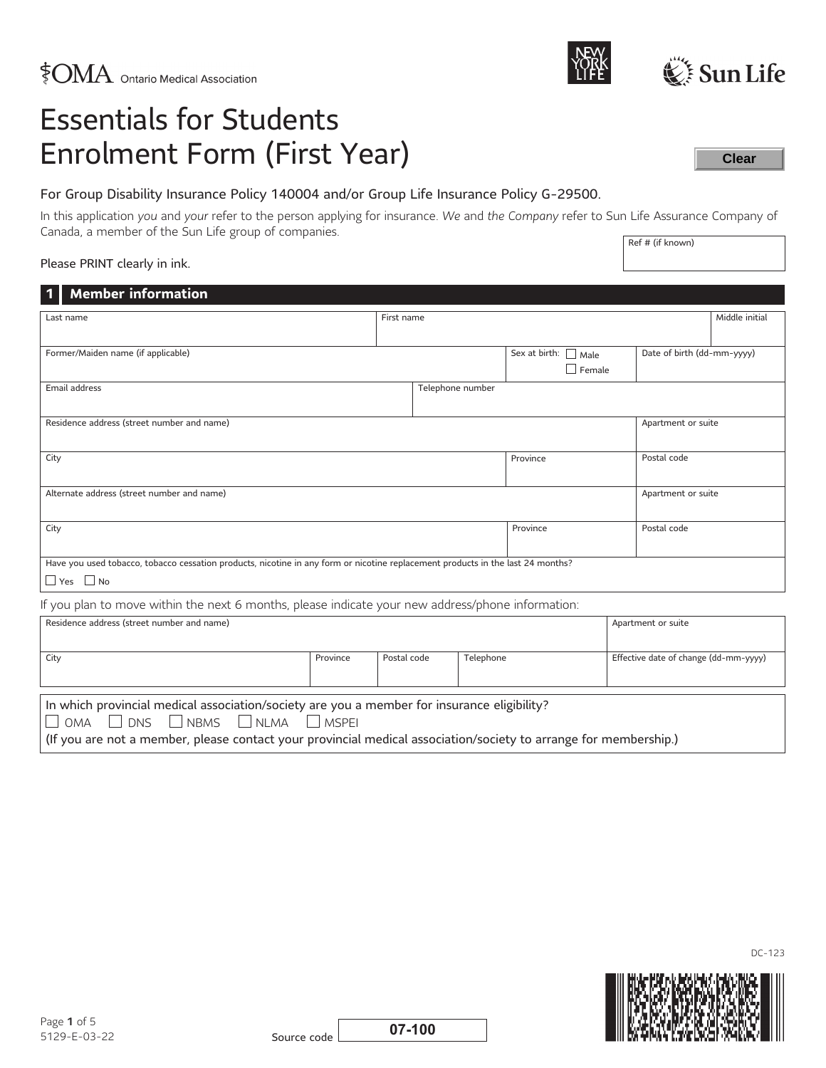OMA Ontario Medical Association

# Essentials for Students Enrolment Form (First Year)

Clear

For Group Disability Insurance Policy 140004 and/or Group Life Insurance Policy G-29500.

In this application *you* and *your* refer to the person applying for insurance. *We* and *the Company* refer to Sun Life Assurance Company of Canada, a member of the Sun Life group of companies.

Ref # (if known)

Please PRINT clearly in ink.

## 1 Member information

| Last name | First name | Middle initial |
|---|---|---|
| | | |

| Former/Maiden name (if applicable) | Sex at birth: ☐ Male ☐ Female | Date of birth (dd-mm-yyyy) |
|---|---|---|
| | | |

| Email address | Telephone number |
|---|---|
| | |

| Residence address (street number and name) | | Apartment or suite |
|---|---|---|
| **City** | **Province** | **Postal code** |
| | | |

| Alternate address (street number and name) | | Apartment or suite |
|---|---|---|
| **City** | **Province** | **Postal code** |
| | | |

Have you used tobacco, tobacco cessation products, nicotine in any form or nicotine replacement products in the last 24 months?

☐ Yes ☐ No

If you plan to move within the next 6 months, please indicate your new address/phone information:

| Residence address (street number and name) | | | | Apartment or suite |
|---|---|---|---|---|
| **City** | **Province** | **Postal code** | **Telephone** | **Effective date of change (dd-mm-yyyy)** |
| | | | | |

In which provincial medical association/society are you a member for insurance eligibility?

☐ OMA ☐ DNS ☐ NBMS ☐ NLMA ☐ MSPEI

(If you are not a member, please contact your provincial medical association/society to arrange for membership.)

DC-123

5129-E-03-22

Source code 07-100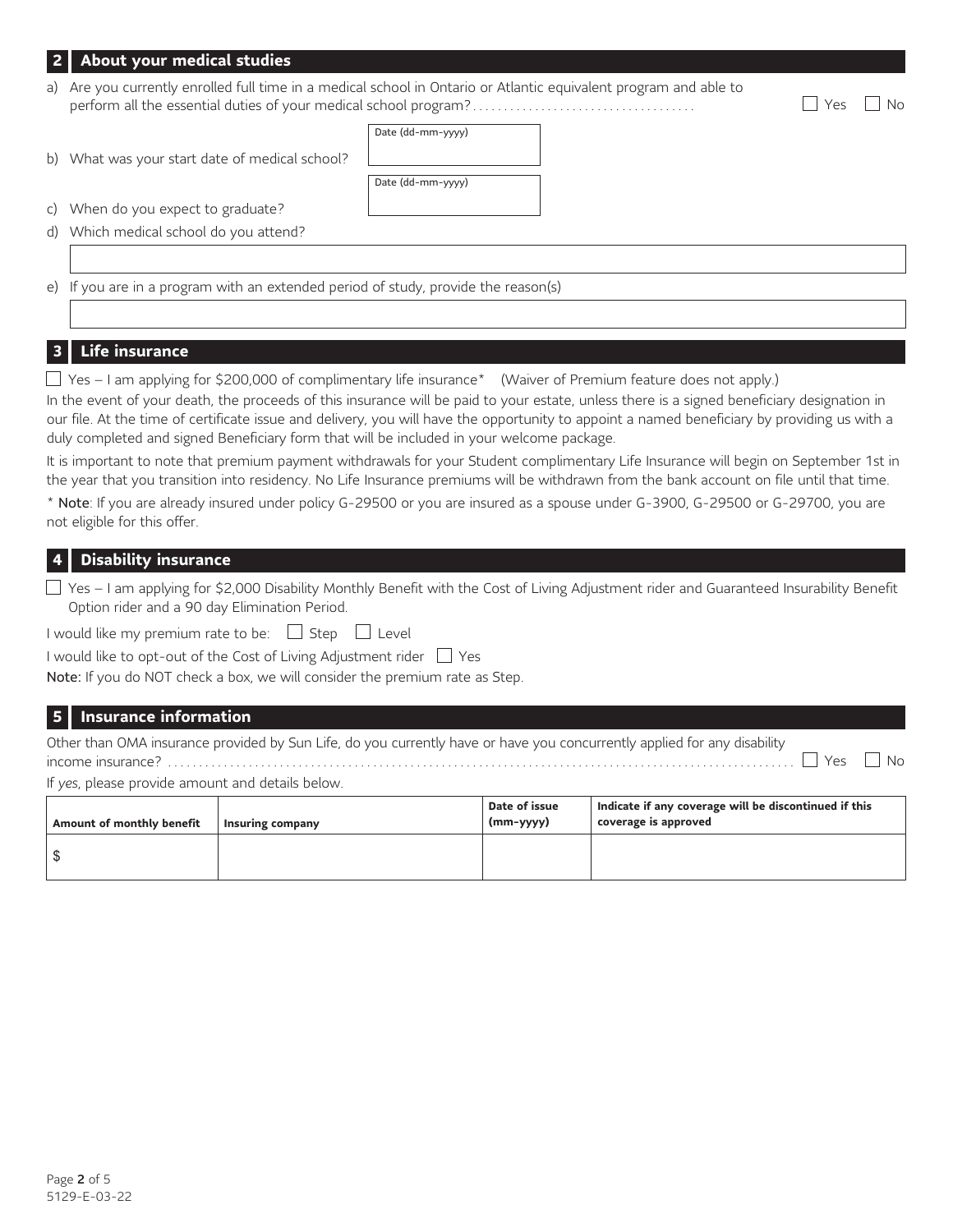## 2 About your medical studies

a) Are you currently enrolled full time in a medical school in Ontario or Atlantic equivalent program and able to perform all the essential duties of your medical school program? ☐ Yes ☐ No

b) What was your start date of medical school? Date (dd-mm-yyyy) ______

c) When do you expect to graduate? Date (dd-mm-yyyy) ______

d) Which medical school do you attend?

______

e) If you are in a program with an extended period of study, provide the reason(s)

______

## 3 Life insurance

☐ Yes – I am applying for $200,000 of complimentary life insurance* (Waiver of Premium feature does not apply.)

In the event of your death, the proceeds of this insurance will be paid to your estate, unless there is a signed beneficiary designation in our file. At the time of certificate issue and delivery, you will have the opportunity to appoint a named beneficiary by providing us with a duly completed and signed Beneficiary form that will be included in your welcome package.

It is important to note that premium payment withdrawals for your Student complimentary Life Insurance will begin on September 1st in the year that you transition into residency. No Life Insurance premiums will be withdrawn from the bank account on file until that time.

* **Note**: If you are already insured under policy G-29500 or you are insured as a spouse under G-3900, G-29500 or G-29700, you are not eligible for this offer.

## 4 Disability insurance

☐ Yes – I am applying for $2,000 Disability Monthly Benefit with the Cost of Living Adjustment rider and Guaranteed Insurability Benefit Option rider and a 90 day Elimination Period.

I would like my premium rate to be: ☐ Step ☐ Level

I would like to opt-out of the Cost of Living Adjustment rider ☐ Yes

**Note:** If you do NOT check a box, we will consider the premium rate as Step.

## 5 Insurance information

Other than OMA insurance provided by Sun Life, do you currently have or have you concurrently applied for any disability income insurance? ☐ Yes ☐ No

If *yes*, please provide amount and details below.

| Amount of monthly benefit | Insuring company | Date of issue (mm-yyyy) | Indicate if any coverage will be discontinued if this coverage is approved |
|---|---|---|---|
| $ | | | |

5129-E-03-22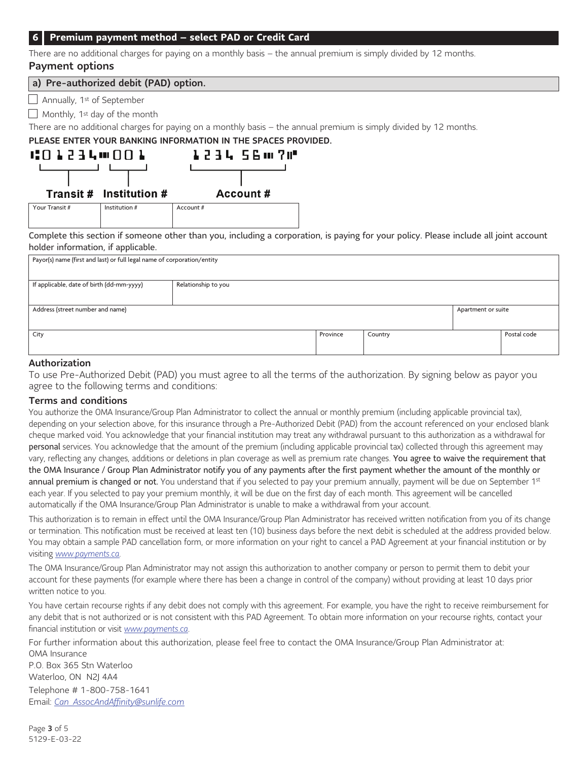## 6 Premium payment method – select PAD or Credit Card

There are no additional charges for paying on a monthly basis – the annual premium is simply divided by 12 months.

### Payment options

#### a) Pre-authorized debit (PAD) option.

☐ Annually, 1st of September

☐ Monthly, 1st day of the month

There are no additional charges for paying on a monthly basis – the annual premium is simply divided by 12 months.

**PLEASE ENTER YOUR BANKING INFORMATION IN THE SPACES PROVIDED.**

⑆01234⑈001 1234 56⑈7⑈

**Transit #** **Institution #** **Account #**

| Your Transit # | Institution # | Account # |
|---|---|---|
| | | |

Complete this section if someone other than you, including a corporation, is paying for your policy. Please include all joint account holder information, if applicable.

| Payor(s) name (first and last) or full legal name of corporation/entity | | | | |
|---|---|---|---|---|
| If applicable, date of birth (dd-mm-yyyy) | Relationship to you | | | |
| Address (street number and name) | | | Apartment or suite | |
| City | Province | Country | | Postal code |

### Authorization

To use Pre-Authorized Debit (PAD) you must agree to all the terms of the authorization. By signing below as payor you agree to the following terms and conditions:

### Terms and conditions

You authorize the OMA Insurance/Group Plan Administrator to collect the annual or monthly premium (including applicable provincial tax), depending on your selection above, for this insurance through a Pre-Authorized Debit (PAD) from the account referenced on your enclosed blank cheque marked void. You acknowledge that your financial institution may treat any withdrawal pursuant to this authorization as a withdrawal for personal services. You acknowledge that the amount of the premium (including applicable provincial tax) collected through this agreement may vary, reflecting any changes, additions or deletions in plan coverage as well as premium rate changes. You agree to waive the requirement that the OMA Insurance / Group Plan Administrator notify you of any payments after the first payment whether the amount of the monthly or annual premium is changed or not. You understand that if you selected to pay your premium annually, payment will be due on September 1st each year. If you selected to pay your premium monthly, it will be due on the first day of each month. This agreement will be cancelled automatically if the OMA Insurance/Group Plan Administrator is unable to make a withdrawal from your account.

This authorization is to remain in effect until the OMA Insurance/Group Plan Administrator has received written notification from you of its change or termination. This notification must be received at least ten (10) business days before the next debit is scheduled at the address provided below. You may obtain a sample PAD cancellation form, or more information on your right to cancel a PAD Agreement at your financial institution or by visiting *www.payments.ca*.

The OMA Insurance/Group Plan Administrator may not assign this authorization to another company or person to permit them to debit your account for these payments (for example where there has been a change in control of the company) without providing at least 10 days prior written notice to you.

You have certain recourse rights if any debit does not comply with this agreement. For example, you have the right to receive reimbursement for any debit that is not authorized or is not consistent with this PAD Agreement. To obtain more information on your recourse rights, contact your financial institution or visit *www.payments.ca*.

For further information about this authorization, please feel free to contact the OMA Insurance/Group Plan Administrator at:
OMA Insurance
P.O. Box 365 Stn Waterloo
Waterloo, ON N2J 4A4
Telephone # 1-800-758-1641
Email: *Can_AssocAndAffinity@sunlife.com*

5129-E-03-22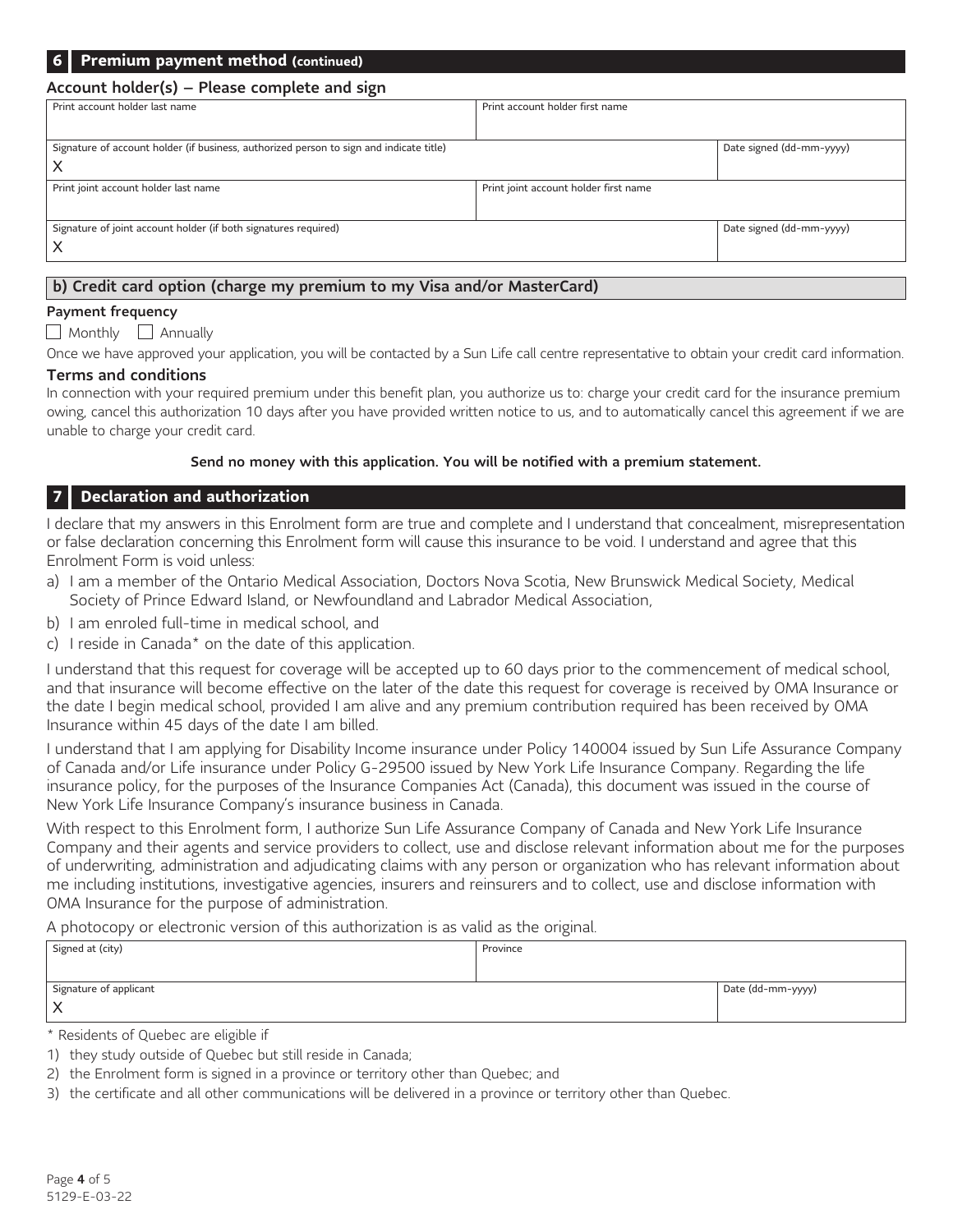## 6 Premium payment method (continued)

### Account holder(s) – Please complete and sign

| Print account holder last name | Print account holder first name | |
|---|---|---|
| Signature of account holder (if business, authorized person to sign and indicate title)<br>X | | Date signed (dd-mm-yyyy) |
| Print joint account holder last name | Print joint account holder first name | |
| Signature of joint account holder (if both signatures required)<br>X | | Date signed (dd-mm-yyyy) |

### b) Credit card option (charge my premium to my Visa and/or MasterCard)

**Payment frequency**

☐ Monthly ☐ Annually

Once we have approved your application, you will be contacted by a Sun Life call centre representative to obtain your credit card information.

**Terms and conditions**

In connection with your required premium under this benefit plan, you authorize us to: charge your credit card for the insurance premium owing, cancel this authorization 10 days after you have provided written notice to us, and to automatically cancel this agreement if we are unable to charge your credit card.

**Send no money with this application. You will be notified with a premium statement.**

## 7 Declaration and authorization

I declare that my answers in this Enrolment form are true and complete and I understand that concealment, misrepresentation or false declaration concerning this Enrolment form will cause this insurance to be void. I understand and agree that this Enrolment Form is void unless:

a) I am a member of the Ontario Medical Association, Doctors Nova Scotia, New Brunswick Medical Society, Medical Society of Prince Edward Island, or Newfoundland and Labrador Medical Association,

b) I am enroled full-time in medical school, and

c) I reside in Canada* on the date of this application.

I understand that this request for coverage will be accepted up to 60 days prior to the commencement of medical school, and that insurance will become effective on the later of the date this request for coverage is received by OMA Insurance or the date I begin medical school, provided I am alive and any premium contribution required has been received by OMA Insurance within 45 days of the date I am billed.

I understand that I am applying for Disability Income insurance under Policy 140004 issued by Sun Life Assurance Company of Canada and/or Life insurance under Policy G-29500 issued by New York Life Insurance Company. Regarding the life insurance policy, for the purposes of the Insurance Companies Act (Canada), this document was issued in the course of New York Life Insurance Company's insurance business in Canada.

With respect to this Enrolment form, I authorize Sun Life Assurance Company of Canada and New York Life Insurance Company and their agents and service providers to collect, use and disclose relevant information about me for the purposes of underwriting, administration and adjudicating claims with any person or organization who has relevant information about me including institutions, investigative agencies, insurers and reinsurers and to collect, use and disclose information with OMA Insurance for the purpose of administration.

A photocopy or electronic version of this authorization is as valid as the original.

| Signed at (city) | Province | |
|---|---|---|
| Signature of applicant<br>X | | Date (dd-mm-yyyy) |

\* Residents of Quebec are eligible if

1) they study outside of Quebec but still reside in Canada;
2) the Enrolment form is signed in a province or territory other than Quebec; and
3) the certificate and all other communications will be delivered in a province or territory other than Quebec.

5129-E-03-22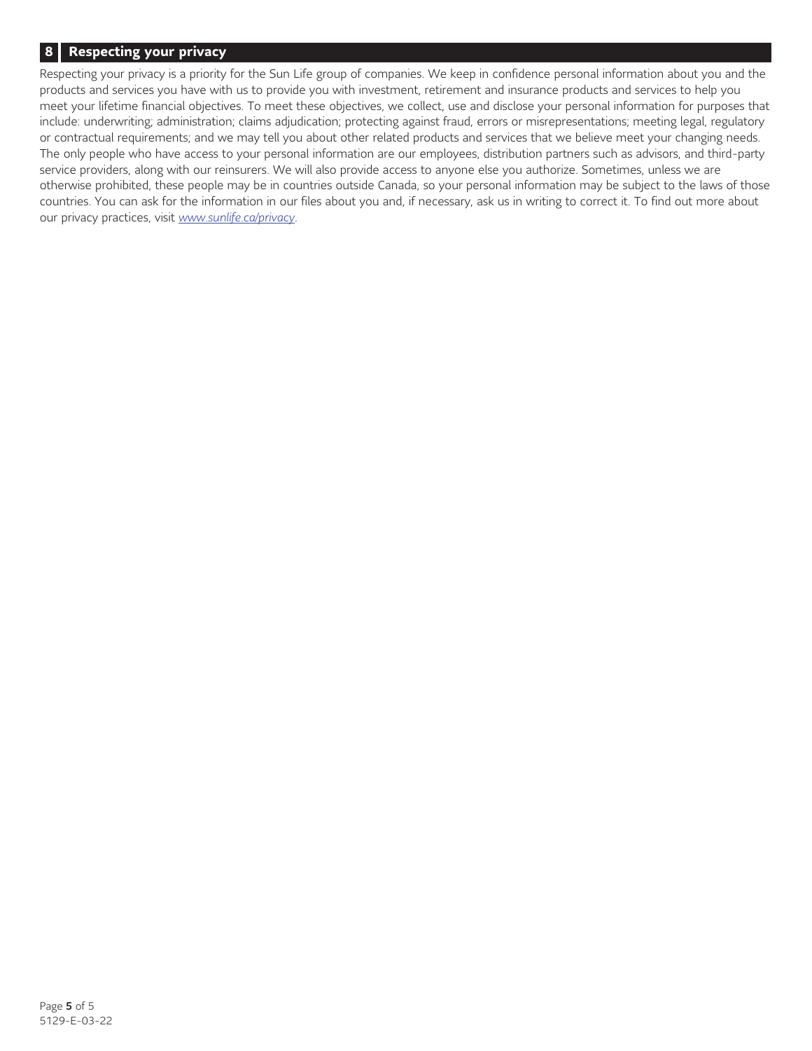## 8 Respecting your privacy

Respecting your privacy is a priority for the Sun Life group of companies. We keep in confidence personal information about you and the products and services you have with us to provide you with investment, retirement and insurance products and services to help you meet your lifetime financial objectives. To meet these objectives, we collect, use and disclose your personal information for purposes that include: underwriting; administration; claims adjudication; protecting against fraud, errors or misrepresentations; meeting legal, regulatory or contractual requirements; and we may tell you about other related products and services that we believe meet your changing needs. The only people who have access to your personal information are our employees, distribution partners such as advisors, and third-party service providers, along with our reinsurers. We will also provide access to anyone else you authorize. Sometimes, unless we are otherwise prohibited, these people may be in countries outside Canada, so your personal information may be subject to the laws of those countries. You can ask for the information in our files about you and, if necessary, ask us in writing to correct it. To find out more about our privacy practices, visit *www.sunlife.ca/privacy*.

5129-E-03-22